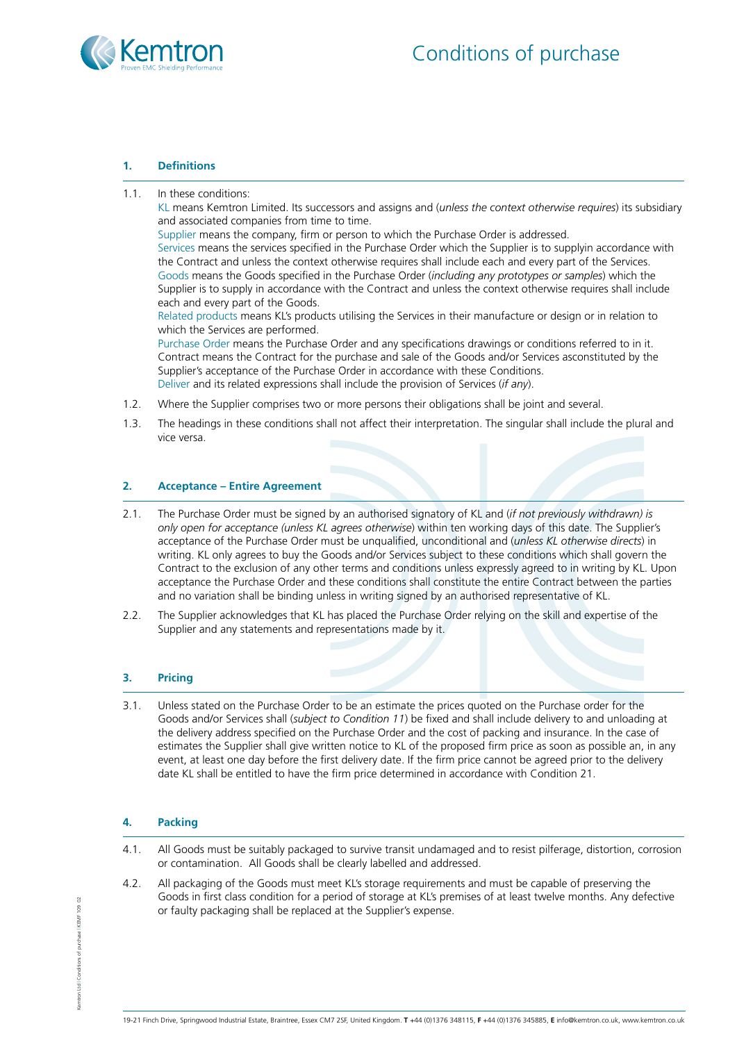# Conditions of purchase

## 1. Definitions

1.1. In these conditions:

KL means Kemtron Limited. Its successors and assigns and (*unless the context otherwise requires*) its subsidiary and associated companies from time to time.

Supplier means the company, firm or person to which the Purchase Order is addressed.

Services means the services specified in the Purchase Order which the Supplier is to supplyin accordance with the Contract and unless the context otherwise requires shall include each and every part of the Services.

Goods means the Goods specified in the Purchase Order (*including any prototypes or samples*) which the Supplier is to supply in accordance with the Contract and unless the context otherwise requires shall include each and every part of the Goods.

Related products means KL's products utilising the Services in their manufacture or design or in relation to which the Services are performed.

Purchase Order means the Purchase Order and any specifications drawings or conditions referred to in it.

Contract means the Contract for the purchase and sale of the Goods and/or Services asconstituted by the Supplier's acceptance of the Purchase Order in accordance with these Conditions.

Deliver and its related expressions shall include the provision of Services (*if any*).

1.2. Where the Supplier comprises two or more persons their obligations shall be joint and several.

1.3. The headings in these conditions shall not affect their interpretation. The singular shall include the plural and vice versa.

## 2. Acceptance – Entire Agreement

2.1. The Purchase Order must be signed by an authorised signatory of KL and (*if not previously withdrawn) is only open for acceptance (unless KL agrees otherwise*) within ten working days of this date. The Supplier's acceptance of the Purchase Order must be unqualified, unconditional and (*unless KL otherwise directs*) in writing. KL only agrees to buy the Goods and/or Services subject to these conditions which shall govern the Contract to the exclusion of any other terms and conditions unless expressly agreed to in writing by KL. Upon acceptance the Purchase Order and these conditions shall constitute the entire Contract between the parties and no variation shall be binding unless in writing signed by an authorised representative of KL.

2.2. The Supplier acknowledges that KL has placed the Purchase Order relying on the skill and expertise of the Supplier and any statements and representations made by it.

## 3. Pricing

3.1. Unless stated on the Purchase Order to be an estimate the prices quoted on the Purchase order for the Goods and/or Services shall (*subject to Condition 11*) be fixed and shall include delivery to and unloading at the delivery address specified on the Purchase Order and the cost of packing and insurance. In the case of estimates the Supplier shall give written notice to KL of the proposed firm price as soon as possible an, in any event, at least one day before the first delivery date. If the firm price cannot be agreed prior to the delivery date KL shall be entitled to have the firm price determined in accordance with Condition 21.

## 4. Packing

4.1. All Goods must be suitably packaged to survive transit undamaged and to resist pilferage, distortion, corrosion or contamination. All Goods shall be clearly labelled and addressed.

4.2. All packaging of the Goods must meet KL's storage requirements and must be capable of preserving the Goods in first class condition for a period of storage at KL's premises of at least twelve months. Any defective or faulty packaging shall be replaced at the Supplier's expense.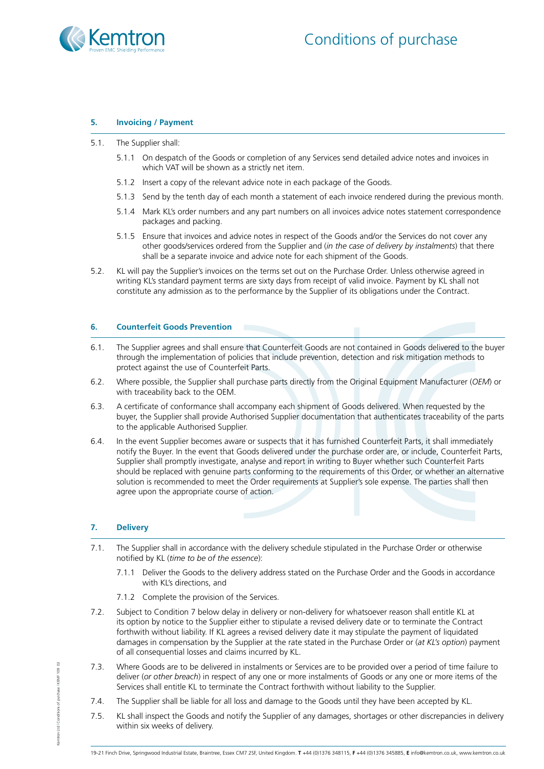## 5. Invoicing / Payment

5.1. The Supplier shall:

5.1.1 On despatch of the Goods or completion of any Services send detailed advice notes and invoices in which VAT will be shown as a strictly net item.

5.1.2 Insert a copy of the relevant advice note in each package of the Goods.

5.1.3 Send by the tenth day of each month a statement of each invoice rendered during the previous month.

5.1.4 Mark KL's order numbers and any part numbers on all invoices advice notes statement correspondence packages and packing.

5.1.5 Ensure that invoices and advice notes in respect of the Goods and/or the Services do not cover any other goods/services ordered from the Supplier and (*in the case of delivery by instalments*) that there shall be a separate invoice and advice note for each shipment of the Goods.

5.2. KL will pay the Supplier's invoices on the terms set out on the Purchase Order. Unless otherwise agreed in writing KL's standard payment terms are sixty days from receipt of valid invoice. Payment by KL shall not constitute any admission as to the performance by the Supplier of its obligations under the Contract.

## 6. Counterfeit Goods Prevention

6.1. The Supplier agrees and shall ensure that Counterfeit Goods are not contained in Goods delivered to the buyer through the implementation of policies that include prevention, detection and risk mitigation methods to protect against the use of Counterfeit Parts.

6.2. Where possible, the Supplier shall purchase parts directly from the Original Equipment Manufacturer (*OEM*) or with traceability back to the OEM.

6.3. A certificate of conformance shall accompany each shipment of Goods delivered. When requested by the buyer, the Supplier shall provide Authorised Supplier documentation that authenticates traceability of the parts to the applicable Authorised Supplier.

6.4. In the event Supplier becomes aware or suspects that it has furnished Counterfeit Parts, it shall immediately notify the Buyer. In the event that Goods delivered under the purchase order are, or include, Counterfeit Parts, Supplier shall promptly investigate, analyse and report in writing to Buyer whether such Counterfeit Parts should be replaced with genuine parts conforming to the requirements of this Order, or whether an alternative solution is recommended to meet the Order requirements at Supplier's sole expense. The parties shall then agree upon the appropriate course of action.

## 7. Delivery

7.1. The Supplier shall in accordance with the delivery schedule stipulated in the Purchase Order or otherwise notified by KL (*time to be of the essence*):

7.1.1 Deliver the Goods to the delivery address stated on the Purchase Order and the Goods in accordance with KL's directions, and

7.1.2 Complete the provision of the Services.

7.2. Subject to Condition 7 below delay in delivery or non-delivery for whatsoever reason shall entitle KL at its option by notice to the Supplier either to stipulate a revised delivery date or to terminate the Contract forthwith without liability. If KL agrees a revised delivery date it may stipulate the payment of liquidated damages in compensation by the Supplier at the rate stated in the Purchase Order or (*at KL's option*) payment of all consequential losses and claims incurred by KL.

7.3. Where Goods are to be delivered in instalments or Services are to be provided over a period of time failure to deliver (*or other breach*) in respect of any one or more instalments of Goods or any one or more items of the Services shall entitle KL to terminate the Contract forthwith without liability to the Supplier.

7.4. The Supplier shall be liable for all loss and damage to the Goods until they have been accepted by KL.

7.5. KL shall inspect the Goods and notify the Supplier of any damages, shortages or other discrepancies in delivery within six weeks of delivery.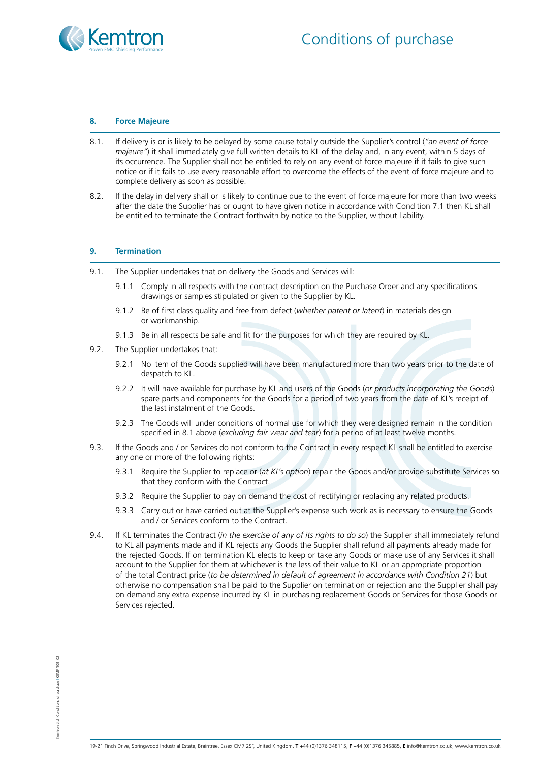## 8. Force Majeure

8.1. If delivery is or is likely to be delayed by some cause totally outside the Supplier's control (*"an event of force majeure"*) it shall immediately give full written details to KL of the delay and, in any event, within 5 days of its occurrence. The Supplier shall not be entitled to rely on any event of force majeure if it fails to give such notice or if it fails to use every reasonable effort to overcome the effects of the event of force majeure and to complete delivery as soon as possible.

8.2. If the delay in delivery shall or is likely to continue due to the event of force majeure for more than two weeks after the date the Supplier has or ought to have given notice in accordance with Condition 7.1 then KL shall be entitled to terminate the Contract forthwith by notice to the Supplier, without liability.

## 9. Termination

9.1. The Supplier undertakes that on delivery the Goods and Services will:

9.1.1 Comply in all respects with the contract description on the Purchase Order and any specifications drawings or samples stipulated or given to the Supplier by KL.

9.1.2 Be of first class quality and free from defect (*whether patent or latent*) in materials design or workmanship.

9.1.3 Be in all respects be safe and fit for the purposes for which they are required by KL.

9.2. The Supplier undertakes that:

9.2.1 No item of the Goods supplied will have been manufactured more than two years prior to the date of despatch to KL.

9.2.2 It will have available for purchase by KL and users of the Goods (*or products incorporating the Goods*) spare parts and components for the Goods for a period of two years from the date of KL's receipt of the last instalment of the Goods.

9.2.3 The Goods will under conditions of normal use for which they were designed remain in the condition specified in 8.1 above (*excluding fair wear and tear*) for a period of at least twelve months.

9.3. If the Goods and / or Services do not conform to the Contract in every respect KL shall be entitled to exercise any one or more of the following rights:

9.3.1 Require the Supplier to replace or (*at KL's option*) repair the Goods and/or provide substitute Services so that they conform with the Contract.

9.3.2 Require the Supplier to pay on demand the cost of rectifying or replacing any related products.

9.3.3 Carry out or have carried out at the Supplier's expense such work as is necessary to ensure the Goods and / or Services conform to the Contract.

9.4. If KL terminates the Contract (*in the exercise of any of its rights to do so*) the Supplier shall immediately refund to KL all payments made and if KL rejects any Goods the Supplier shall refund all payments already made for the rejected Goods. If on termination KL elects to keep or take any Goods or make use of any Services it shall account to the Supplier for them at whichever is the less of their value to KL or an appropriate proportion of the total Contract price (*to be determined in default of agreement in accordance with Condition 21*) but otherwise no compensation shall be paid to the Supplier on termination or rejection and the Supplier shall pay on demand any extra expense incurred by KL in purchasing replacement Goods or Services for those Goods or Services rejected.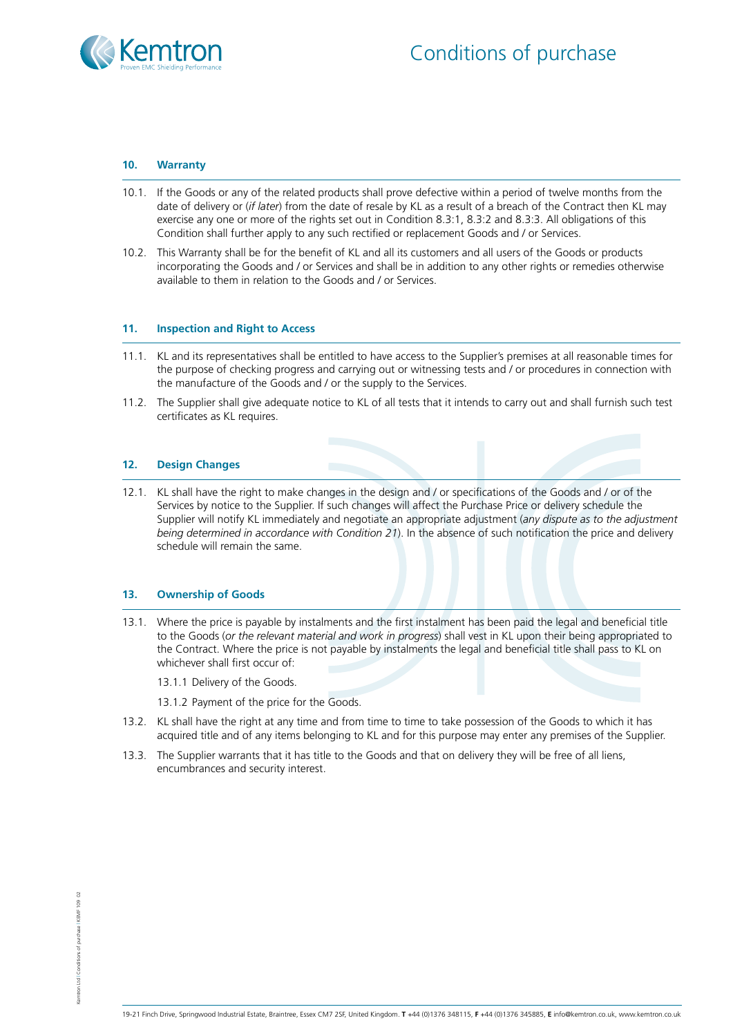## 10. Warranty

10.1. If the Goods or any of the related products shall prove defective within a period of twelve months from the date of delivery or (*if later*) from the date of resale by KL as a result of a breach of the Contract then KL may exercise any one or more of the rights set out in Condition 8.3:1, 8.3:2 and 8.3:3. All obligations of this Condition shall further apply to any such rectified or replacement Goods and / or Services.

10.2. This Warranty shall be for the benefit of KL and all its customers and all users of the Goods or products incorporating the Goods and / or Services and shall be in addition to any other rights or remedies otherwise available to them in relation to the Goods and / or Services.

## 11. Inspection and Right to Access

11.1. KL and its representatives shall be entitled to have access to the Supplier's premises at all reasonable times for the purpose of checking progress and carrying out or witnessing tests and / or procedures in connection with the manufacture of the Goods and / or the supply to the Services.

11.2. The Supplier shall give adequate notice to KL of all tests that it intends to carry out and shall furnish such test certificates as KL requires.

## 12. Design Changes

12.1. KL shall have the right to make changes in the design and / or specifications of the Goods and / or of the Services by notice to the Supplier. If such changes will affect the Purchase Price or delivery schedule the Supplier will notify KL immediately and negotiate an appropriate adjustment (*any dispute as to the adjustment being determined in accordance with Condition 21*). In the absence of such notification the price and delivery schedule will remain the same.

## 13. Ownership of Goods

13.1. Where the price is payable by instalments and the first instalment has been paid the legal and beneficial title to the Goods (*or the relevant material and work in progress*) shall vest in KL upon their being appropriated to the Contract. Where the price is not payable by instalments the legal and beneficial title shall pass to KL on whichever shall first occur of:

13.1.1 Delivery of the Goods.

13.1.2 Payment of the price for the Goods.

13.2. KL shall have the right at any time and from time to time to take possession of the Goods to which it has acquired title and of any items belonging to KL and for this purpose may enter any premises of the Supplier.

13.3. The Supplier warrants that it has title to the Goods and that on delivery they will be free of all liens, encumbrances and security interest.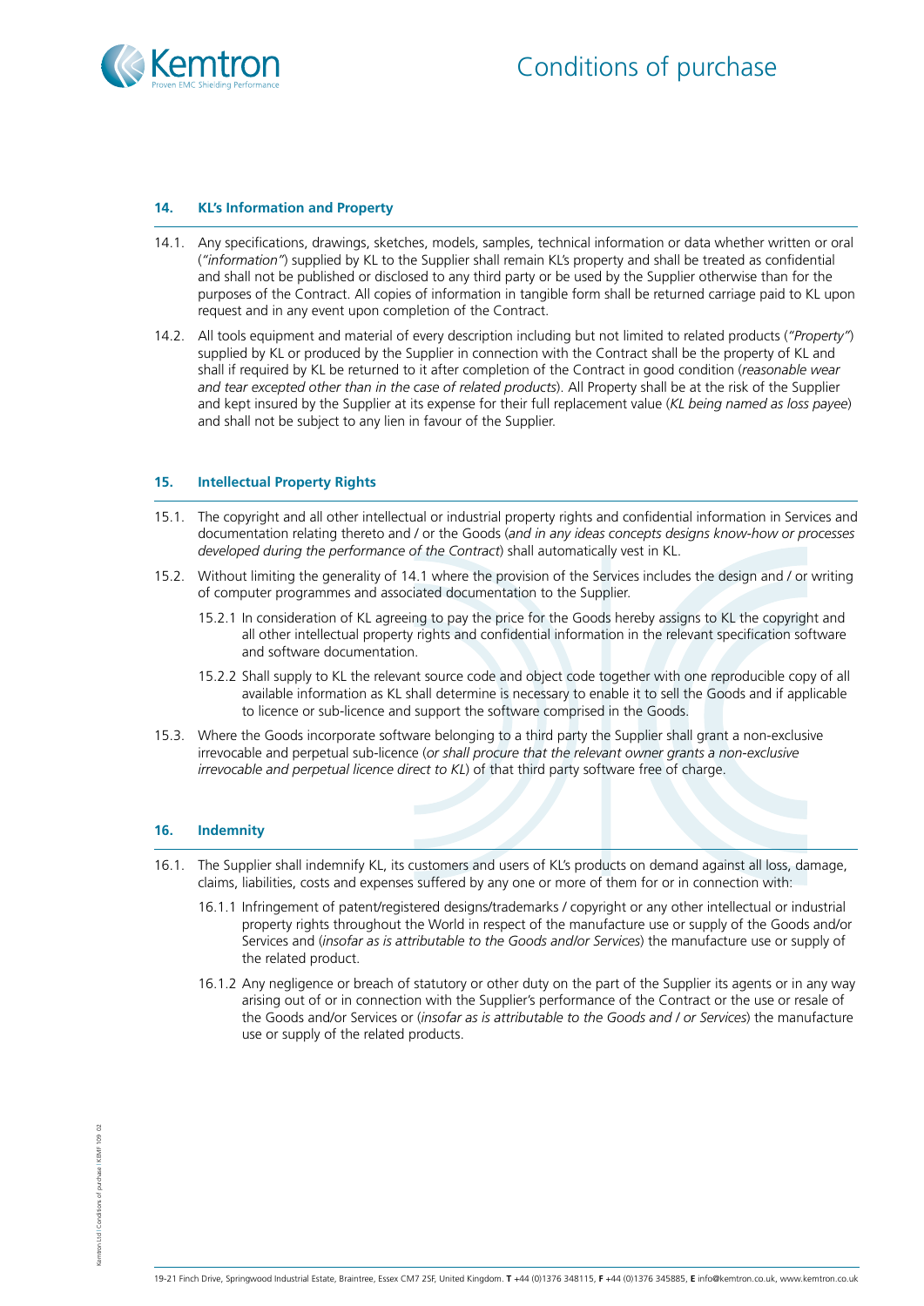## 14. KL's Information and Property

14.1. Any specifications, drawings, sketches, models, samples, technical information or data whether written or oral (*"information"*) supplied by KL to the Supplier shall remain KL's property and shall be treated as confidential and shall not be published or disclosed to any third party or be used by the Supplier otherwise than for the purposes of the Contract. All copies of information in tangible form shall be returned carriage paid to KL upon request and in any event upon completion of the Contract.

14.2. All tools equipment and material of every description including but not limited to related products (*"Property"*) supplied by KL or produced by the Supplier in connection with the Contract shall be the property of KL and shall if required by KL be returned to it after completion of the Contract in good condition (*reasonable wear and tear excepted other than in the case of related products*). All Property shall be at the risk of the Supplier and kept insured by the Supplier at its expense for their full replacement value (*KL being named as loss payee*) and shall not be subject to any lien in favour of the Supplier.

## 15. Intellectual Property Rights

15.1. The copyright and all other intellectual or industrial property rights and confidential information in Services and documentation relating thereto and / or the Goods (*and in any ideas concepts designs know-how or processes developed during the performance of the Contract*) shall automatically vest in KL.

15.2. Without limiting the generality of 14.1 where the provision of the Services includes the design and / or writing of computer programmes and associated documentation to the Supplier.

15.2.1 In consideration of KL agreeing to pay the price for the Goods hereby assigns to KL the copyright and all other intellectual property rights and confidential information in the relevant specification software and software documentation.

15.2.2 Shall supply to KL the relevant source code and object code together with one reproducible copy of all available information as KL shall determine is necessary to enable it to sell the Goods and if applicable to licence or sub-licence and support the software comprised in the Goods.

15.3. Where the Goods incorporate software belonging to a third party the Supplier shall grant a non-exclusive irrevocable and perpetual sub-licence (*or shall procure that the relevant owner grants a non-exclusive irrevocable and perpetual licence direct to KL*) of that third party software free of charge.

## 16. Indemnity

16.1. The Supplier shall indemnify KL, its customers and users of KL's products on demand against all loss, damage, claims, liabilities, costs and expenses suffered by any one or more of them for or in connection with:

16.1.1 Infringement of patent/registered designs/trademarks / copyright or any other intellectual or industrial property rights throughout the World in respect of the manufacture use or supply of the Goods and/or Services and (*insofar as is attributable to the Goods and/or Services*) the manufacture use or supply of the related product.

16.1.2 Any negligence or breach of statutory or other duty on the part of the Supplier its agents or in any way arising out of or in connection with the Supplier's performance of the Contract or the use or resale of the Goods and/or Services or (*insofar as is attributable to the Goods and / or Services*) the manufacture use or supply of the related products.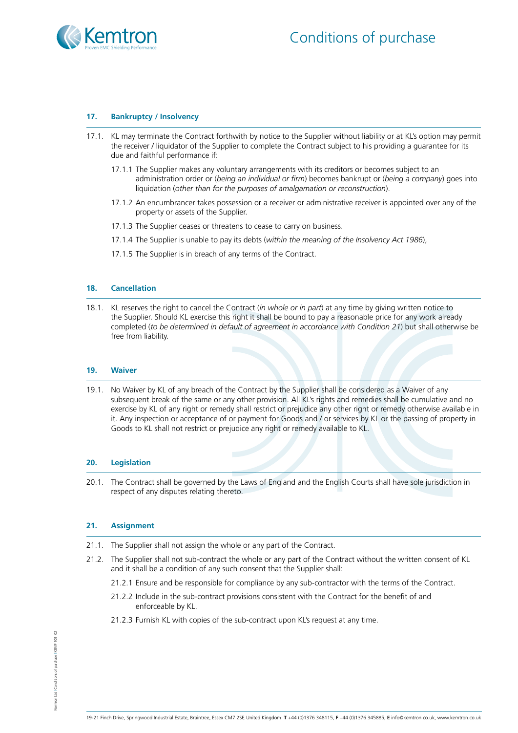## 17. Bankruptcy / Insolvency

17.1. KL may terminate the Contract forthwith by notice to the Supplier without liability or at KL's option may permit the receiver / liquidator of the Supplier to complete the Contract subject to his providing a guarantee for its due and faithful performance if:

17.1.1 The Supplier makes any voluntary arrangements with its creditors or becomes subject to an administration order or (*being an individual or firm*) becomes bankrupt or (*being a company*) goes into liquidation (*other than for the purposes of amalgamation or reconstruction*).

17.1.2 An encumbrancer takes possession or a receiver or administrative receiver is appointed over any of the property or assets of the Supplier.

17.1.3 The Supplier ceases or threatens to cease to carry on business.

17.1.4 The Supplier is unable to pay its debts (*within the meaning of the Insolvency Act 1986*),

17.1.5 The Supplier is in breach of any terms of the Contract.

## 18. Cancellation

18.1. KL reserves the right to cancel the Contract (*in whole or in part*) at any time by giving written notice to the Supplier. Should KL exercise this right it shall be bound to pay a reasonable price for any work already completed (*to be determined in default of agreement in accordance with Condition 21*) but shall otherwise be free from liability.

## 19. Waiver

19.1. No Waiver by KL of any breach of the Contract by the Supplier shall be considered as a Waiver of any subsequent break of the same or any other provision. All KL's rights and remedies shall be cumulative and no exercise by KL of any right or remedy shall restrict or prejudice any other right or remedy otherwise available in it. Any inspection or acceptance of or payment for Goods and / or services by KL or the passing of property in Goods to KL shall not restrict or prejudice any right or remedy available to KL.

## 20. Legislation

20.1. The Contract shall be governed by the Laws of England and the English Courts shall have sole jurisdiction in respect of any disputes relating thereto.

## 21. Assignment

21.1. The Supplier shall not assign the whole or any part of the Contract.

21.2. The Supplier shall not sub-contract the whole or any part of the Contract without the written consent of KL and it shall be a condition of any such consent that the Supplier shall:

21.2.1 Ensure and be responsible for compliance by any sub-contractor with the terms of the Contract.

21.2.2 Include in the sub-contract provisions consistent with the Contract for the benefit of and enforceable by KL.

21.2.3 Furnish KL with copies of the sub-contract upon KL's request at any time.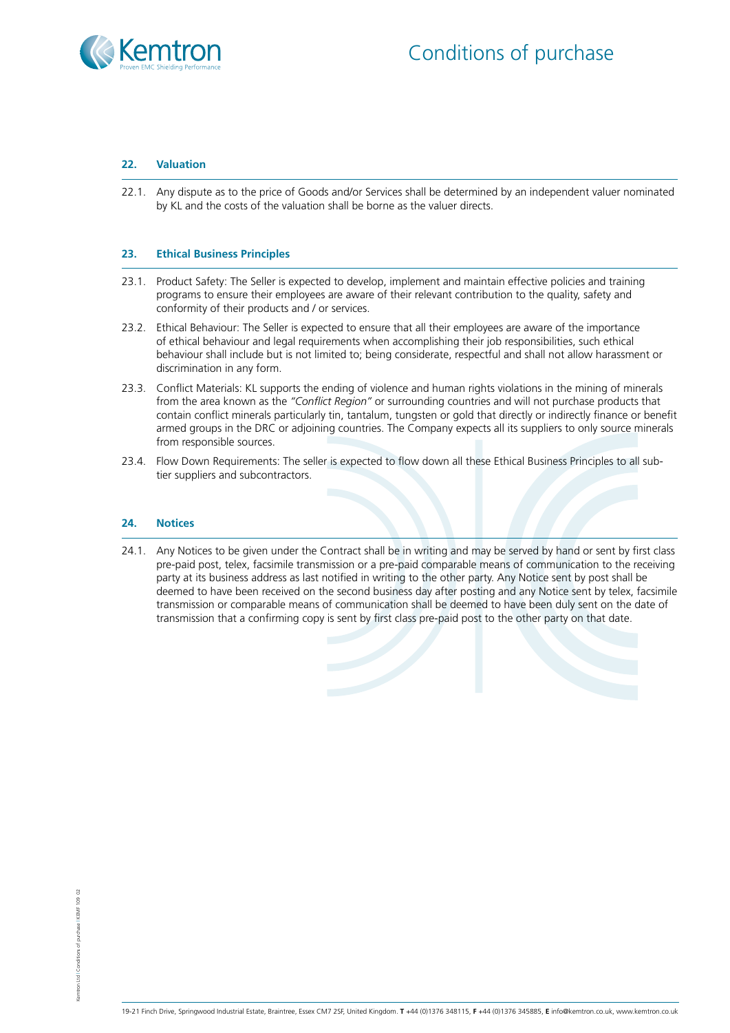## 22. Valuation

22.1. Any dispute as to the price of Goods and/or Services shall be determined by an independent valuer nominated by KL and the costs of the valuation shall be borne as the valuer directs.

## 23. Ethical Business Principles

23.1. Product Safety: The Seller is expected to develop, implement and maintain effective policies and training programs to ensure their employees are aware of their relevant contribution to the quality, safety and conformity of their products and / or services.

23.2. Ethical Behaviour: The Seller is expected to ensure that all their employees are aware of the importance of ethical behaviour and legal requirements when accomplishing their job responsibilities, such ethical behaviour shall include but is not limited to; being considerate, respectful and shall not allow harassment or discrimination in any form.

23.3. Conflict Materials: KL supports the ending of violence and human rights violations in the mining of minerals from the area known as the *"Conflict Region"* or surrounding countries and will not purchase products that contain conflict minerals particularly tin, tantalum, tungsten or gold that directly or indirectly finance or benefit armed groups in the DRC or adjoining countries. The Company expects all its suppliers to only source minerals from responsible sources.

23.4. Flow Down Requirements: The seller is expected to flow down all these Ethical Business Principles to all sub-tier suppliers and subcontractors.

## 24. Notices

24.1. Any Notices to be given under the Contract shall be in writing and may be served by hand or sent by first class pre-paid post, telex, facsimile transmission or a pre-paid comparable means of communication to the receiving party at its business address as last notified in writing to the other party. Any Notice sent by post shall be deemed to have been received on the second business day after posting and any Notice sent by telex, facsimile transmission or comparable means of communication shall be deemed to have been duly sent on the date of transmission that a confirming copy is sent by first class pre-paid post to the other party on that date.